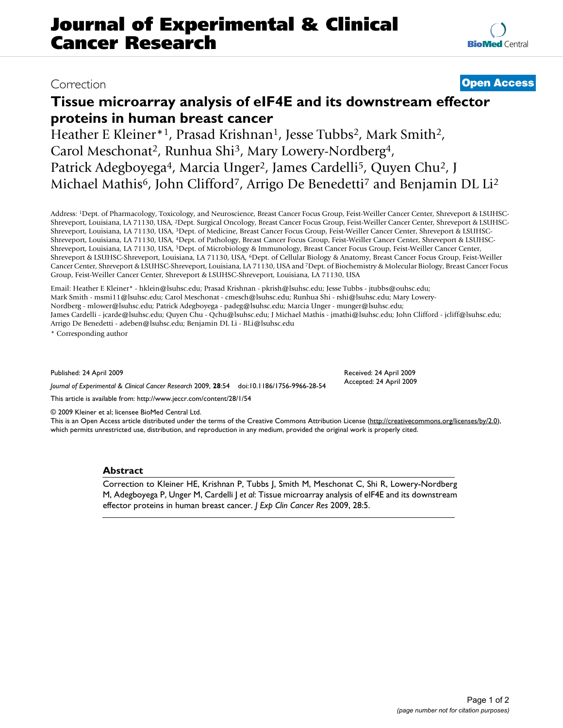# Journal of Experimental & Clinical Cancer Research

Correction

**Open Access**

# Tissue microarray analysis of eIF4E and its downstream effector proteins in human breast cancer

Heather E Kleiner*[1], Prasad Krishnan[1], Jesse Tubbs[2], Mark Smith[2], Carol Meschonat[2], Runhua Shi[3], Mary Lowery-Nordberg[4], Patrick Adegboyega[4], Marcia Unger[2], James Cardelli[5], Quyen Chu[2], J Michael Mathis[6], John Clifford[7], Arrigo De Benedetti[7] and Benjamin DL Li[2]

Address: [1]Dept. of Pharmacology, Toxicology, and Neuroscience, Breast Cancer Focus Group, Feist-Weiller Cancer Center, Shreveport & LSUHSC-Shreveport, Louisiana, LA 71130, USA, [2]Dept. Surgical Oncology, Breast Cancer Focus Group, Feist-Weiller Cancer Center, Shreveport & LSUHSC-Shreveport, Louisiana, LA 71130, USA, [3]Dept. of Medicine, Breast Cancer Focus Group, Feist-Weiller Cancer Center, Shreveport & LSUHSC-Shreveport, Louisiana, LA 71130, USA, [4]Dept. of Pathology, Breast Cancer Focus Group, Feist-Weiller Cancer Center, Shreveport & LSUHSC-Shreveport, Louisiana, LA 71130, USA, [5]Dept. of Microbiology & Immunology, Breast Cancer Focus Group, Feist-Weiller Cancer Center, Shreveport & LSUHSC-Shreveport, Louisiana, LA 71130, USA, [6]Dept. of Cellular Biology & Anatomy, Breast Cancer Focus Group, Feist-Weiller Cancer Center, Shreveport & LSUHSC-Shreveport, Louisiana, LA 71130, USA and [7]Dept. of Biochemistry & Molecular Biology, Breast Cancer Focus Group, Feist-Weiller Cancer Center, Shreveport & LSUHSC-Shreveport, Louisiana, LA 71130, USA

Email: Heather E Kleiner* - hklein@lsuhsc.edu; Prasad Krishnan - pkrish@lsuhsc.edu; Jesse Tubbs - jtubbs@ouhsc.edu; Mark Smith - msmi11@lsuhsc.edu; Carol Meschonat - cmesch@lsuhsc.edu; Runhua Shi - rshi@lsuhsc.edu; Mary Lowery-Nordberg - mlower@lsuhsc.edu; Patrick Adegboyega - padeg@lsuhsc.edu; Marcia Unger - munger@lsuhsc.edu; James Cardelli - jcarde@lsuhsc.edu; Quyen Chu - Qchu@lsuhsc.edu; J Michael Mathis - jmathi@lsuhsc.edu; John Clifford - jcliff@lsuhsc.edu; Arrigo De Benedetti - adeben@lsuhsc.edu; Benjamin DL Li - BLi@lsuhsc.edu

\* Corresponding author

Published: 24 April 2009

*Journal of Experimental & Clinical Cancer Research* 2009, **28**:54 doi:10.1186/1756-9966-28-54

Received: 24 April 2009
Accepted: 24 April 2009

This article is available from: http://www.jeccr.com/content/28/1/54

© 2009 Kleiner et al; licensee BioMed Central Ltd.
This is an Open Access article distributed under the terms of the Creative Commons Attribution License (http://creativecommons.org/licenses/by/2.0), which permits unrestricted use, distribution, and reproduction in any medium, provided the original work is properly cited.

## Abstract

Correction to Kleiner HE, Krishnan P, Tubbs J, Smith M, Meschonat C, Shi R, Lowery-Nordberg M, Adegboyega P, Unger M, Cardelli J *et al*: Tissue microarray analysis of eIF4E and its downstream effector proteins in human breast cancer. *J Exp Clin Cancer Res* 2009, 28:5.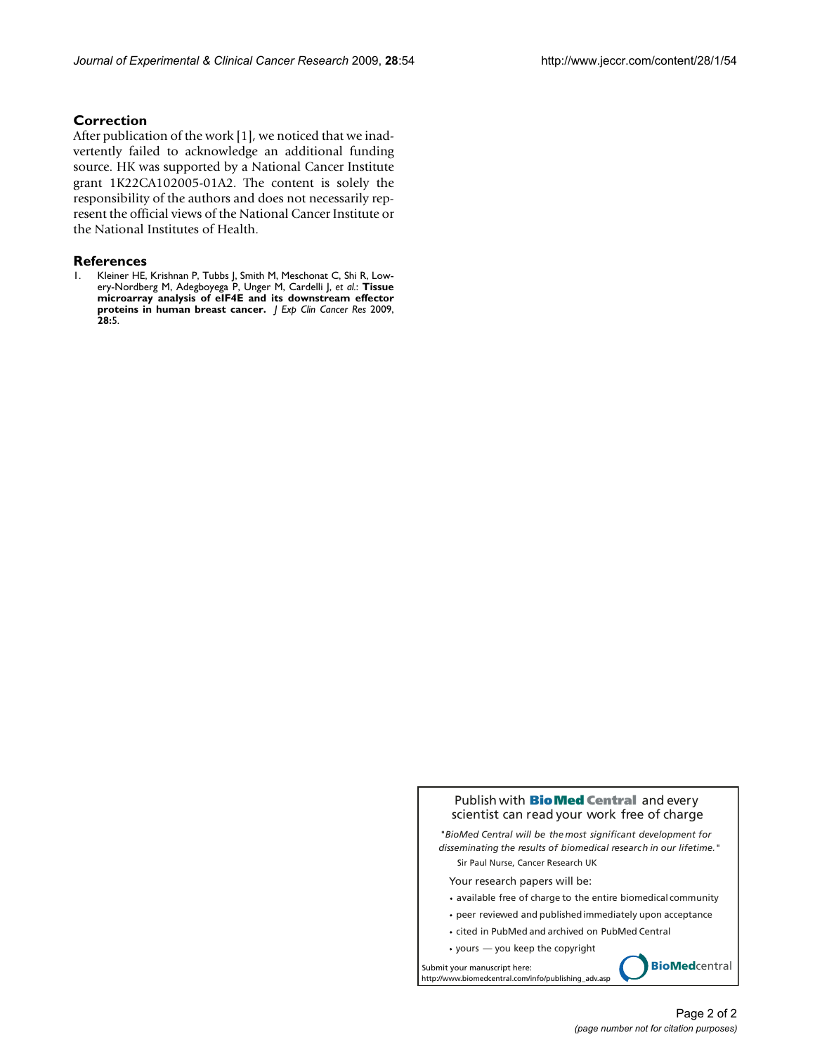## Correction

After publication of the work [1], we noticed that we inadvertently failed to acknowledge an additional funding source. HK was supported by a National Cancer Institute grant 1K22CA102005-01A2. The content is solely the responsibility of the authors and does not necessarily represent the official views of the National Cancer Institute or the National Institutes of Health.

## References

1. Kleiner HE, Krishnan P, Tubbs J, Smith M, Meschonat C, Shi R, Lowery-Nordberg M, Adegboyega P, Unger M, Cardelli J, *et al.*: **Tissue microarray analysis of eIF4E and its downstream effector proteins in human breast cancer.** *J Exp Clin Cancer Res* 2009, **28:**5.

Publish with **BioMed Central** and every scientist can read your work free of charge

*"BioMed Central will be the most significant development for disseminating the results of biomedical research in our lifetime."*

Sir Paul Nurse, Cancer Research UK

Your research papers will be:

- available free of charge to the entire biomedical community
- peer reviewed and published immediately upon acceptance
- cited in PubMed and archived on PubMed Central
- yours — you keep the copyright

Submit your manuscript here:
http://www.biomedcentral.com/info/publishing_adv.asp

**BioMed**central